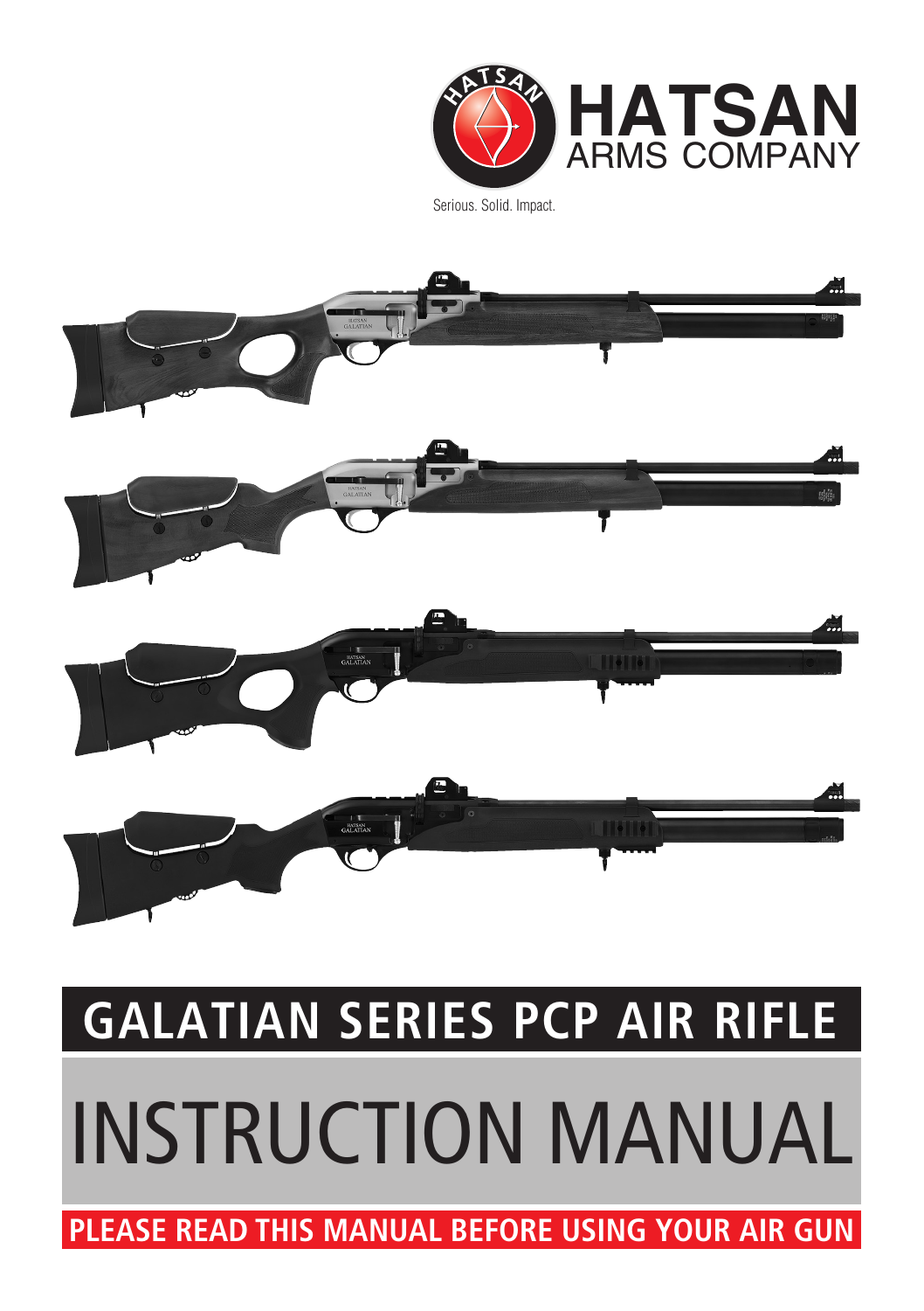HATSAN ARMS COMPANY

Serious. Solid. Impact.

# GALATIAN SERIES PCP AIR RIFLE

# INSTRUCTION MANUAL

**PLEASE READ THIS MANUAL BEFORE USING YOUR AIR GUN**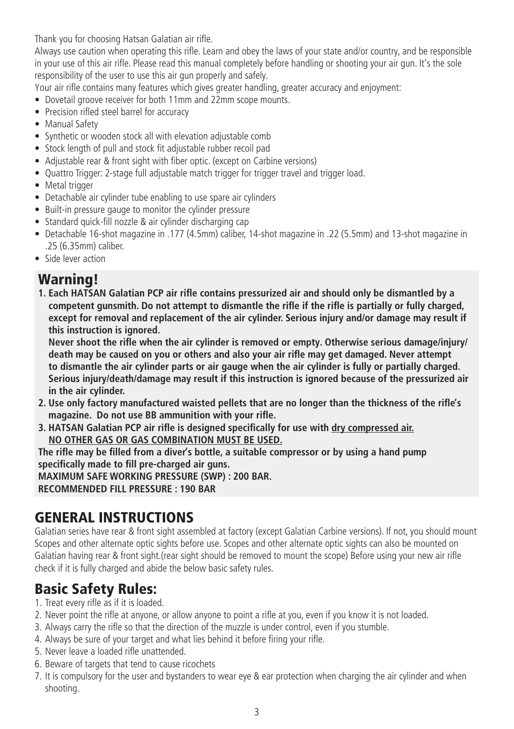Thank you for choosing Hatsan Galatian air rifle.

Always use caution when operating this rifle. Learn and obey the laws of your state and/or country, and be responsible in your use of this air rifle. Please read this manual completely before handling or shooting your air gun. It's the sole responsibility of the user to use this air gun properly and safely.

Your air rifle contains many features which gives greater handling, greater accuracy and enjoyment:

- Dovetail groove receiver for both 11mm and 22mm scope mounts.
- Precision rifled steel barrel for accuracy
- Manual Safety
- Synthetic or wooden stock all with elevation adjustable comb
- Stock length of pull and stock fit adjustable rubber recoil pad
- Adjustable rear & front sight with fiber optic. (except on Carbine versions)
- Quattro Trigger: 2-stage full adjustable match trigger for trigger travel and trigger load.
- Metal trigger
- Detachable air cylinder tube enabling to use spare air cylinders
- Built-in pressure gauge to monitor the cylinder pressure
- Standard quick-fill nozzle & air cylinder discharging cap
- Detachable 16-shot magazine in .177 (4.5mm) caliber, 14-shot magazine in .22 (5.5mm) and 13-shot magazine in .25 (6.35mm) caliber.
- Side lever action

## Warning!

1. **Each HATSAN Galatian PCP air rifle contains pressurized air and should only be dismantled by a competent gunsmith. Do not attempt to dismantle the rifle if the rifle is partially or fully charged, except for removal and replacement of the air cylinder. Serious injury and/or damage may result if this instruction is ignored.**

   **Never shoot the rifle when the air cylinder is removed or empty. Otherwise serious damage/injury/ death may be caused on you or others and also your air rifle may get damaged. Never attempt to dismantle the air cylinder parts or air gauge when the air cylinder is fully or partially charged. Serious injury/death/damage may result if this instruction is ignored because of the pressurized air in the air cylinder.**
2. **Use only factory manufactured waisted pellets that are no longer than the thickness of the rifle's magazine. Do not use BB ammunition with your rifle.**
3. **HATSAN Galatian PCP air rifle is designed specifically for use with dry compressed air. NO OTHER GAS OR GAS COMBINATION MUST BE USED.**

**The rifle may be filled from a diver's bottle, a suitable compressor or by using a hand pump specifically made to fill pre-charged air guns.**

**MAXIMUM SAFE WORKING PRESSURE (SWP) : 200 BAR.**

**RECOMMENDED FILL PRESSURE : 190 BAR**

# GENERAL INSTRUCTIONS

Galatian series have rear & front sight assembled at factory (except Galatian Carbine versions). If not, you should mount Scopes and other alternate optic sights before use. Scopes and other alternate optic sights can also be mounted on Galatian having rear & front sight.(rear sight should be removed to mount the scope) Before using your new air rifle check if it is fully charged and abide the below basic safety rules.

## Basic Safety Rules:

1. Treat every rifle as if it is loaded.
2. Never point the rifle at anyone, or allow anyone to point a rifle at you, even if you know it is not loaded.
3. Always carry the rifle so that the direction of the muzzle is under control, even if you stumble.
4. Always be sure of your target and what lies behind it before firing your rifle.
5. Never leave a loaded rifle unattended.
6. Beware of targets that tend to cause ricochets
7. It is compulsory for the user and bystanders to wear eye & ear protection when charging the air cylinder and when shooting.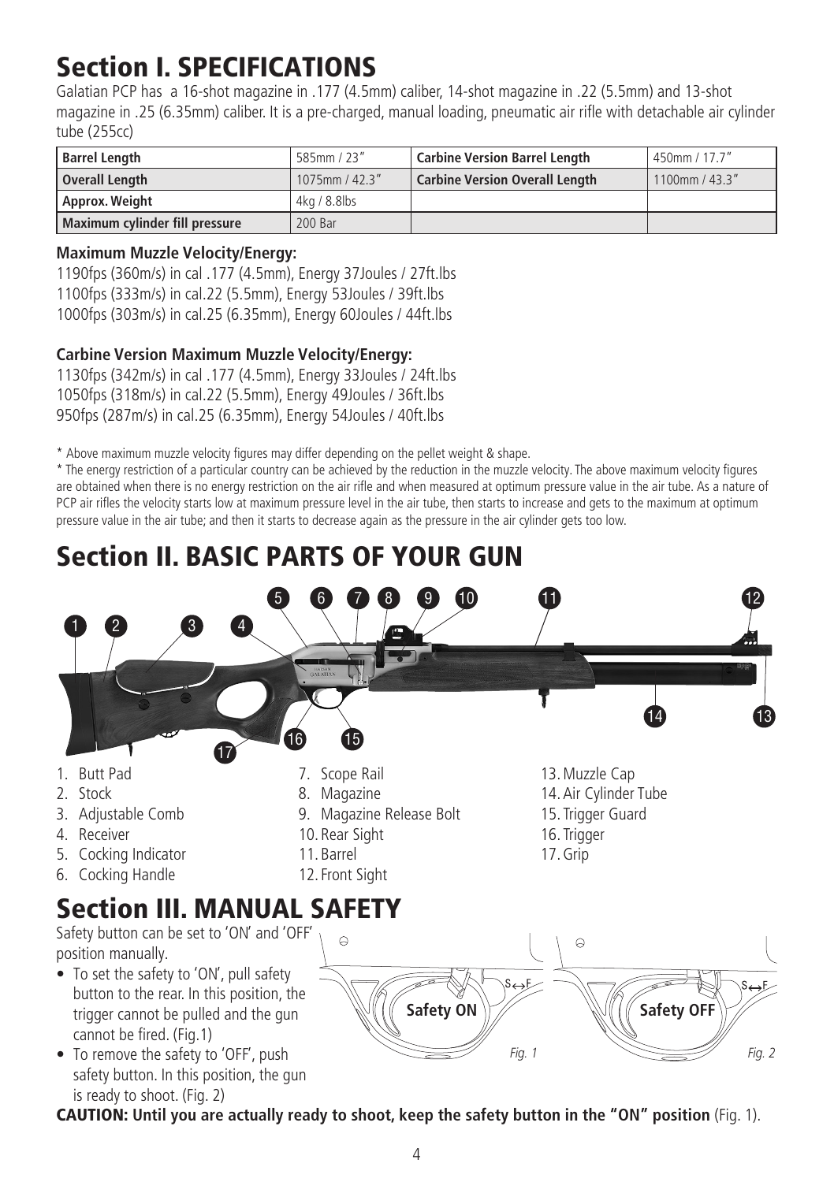# Section I. SPECIFICATIONS

Galatian PCP has a 16-shot magazine in .177 (4.5mm) caliber, 14-shot magazine in .22 (5.5mm) and 13-shot magazine in .25 (6.35mm) caliber. It is a pre-charged, manual loading, pneumatic air rifle with detachable air cylinder tube (255cc)

| Barrel Length | 585mm / 23" | Carbine Version Barrel Length | 450mm / 17.7" |
|---|---|---|---|
| Overall Length | 1075mm / 42.3" | Carbine Version Overall Length | 1100mm / 43.3" |
| Approx. Weight | 4kg / 8.8lbs | | |
| Maximum cylinder fill pressure | 200 Bar | | |

**Maximum Muzzle Velocity/Energy:**

1190fps (360m/s) in cal .177 (4.5mm), Energy 37Joules / 27ft.lbs
1100fps (333m/s) in cal.22 (5.5mm), Energy 53Joules / 39ft.lbs
1000fps (303m/s) in cal.25 (6.35mm), Energy 60Joules / 44ft.lbs

**Carbine Version Maximum Muzzle Velocity/Energy:**

1130fps (342m/s) in cal .177 (4.5mm), Energy 33Joules / 24ft.lbs
1050fps (318m/s) in cal.22 (5.5mm), Energy 49Joules / 36ft.lbs
950fps (287m/s) in cal.25 (6.35mm), Energy 54Joules / 40ft.lbs

* Above maximum muzzle velocity figures may differ depending on the pellet weight & shape.
* The energy restriction of a particular country can be achieved by the reduction in the muzzle velocity. The above maximum velocity figures are obtained when there is no energy restriction on the air rifle and when measured at optimum pressure value in the air tube. As a nature of PCP air rifles the velocity starts low at maximum pressure level in the air tube, then starts to increase and gets to the maximum at optimum pressure value in the air tube; and then it starts to decrease again as the pressure in the air cylinder gets too low.

# Section II. BASIC PARTS OF YOUR GUN

1. Butt Pad
2. Stock
3. Adjustable Comb
4. Receiver
5. Cocking Indicator
6. Cocking Handle
7. Scope Rail
8. Magazine
9. Magazine Release Bolt
10. Rear Sight
11. Barrel
12. Front Sight
13. Muzzle Cap
14. Air Cylinder Tube
15. Trigger Guard
16. Trigger
17. Grip

# Section III. MANUAL SAFETY

Safety button can be set to 'ON' and 'OFF' position manually.

- To set the safety to 'ON', pull safety button to the rear. In this position, the trigger cannot be pulled and the gun cannot be fired. (Fig.1)
- To remove the safety to 'OFF', push safety button. In this position, the gun is ready to shoot. (Fig. 2)

Safety ON

*Fig. 1*

Safety OFF

*Fig. 2*

**CAUTION: Until you are actually ready to shoot, keep the safety button in the "ON" position** (Fig. 1).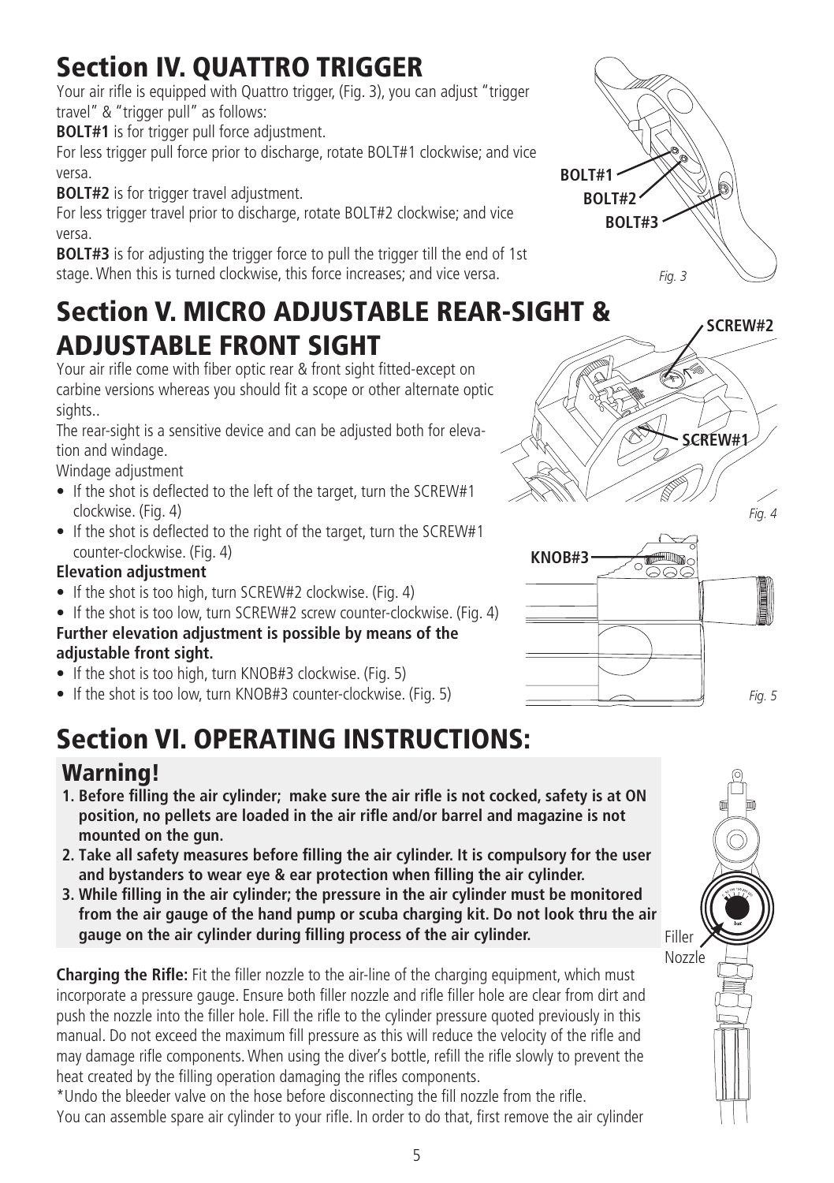# Section IV. QUATTRO TRIGGER

Your air rifle is equipped with Quattro trigger, (Fig. 3), you can adjust "trigger travel" & "trigger pull" as follows:

**BOLT#1** is for trigger pull force adjustment.

For less trigger pull force prior to discharge, rotate BOLT#1 clockwise; and vice versa.

**BOLT#2** is for trigger travel adjustment.

For less trigger travel prior to discharge, rotate BOLT#2 clockwise; and vice versa.

**BOLT#3** is for adjusting the trigger force to pull the trigger till the end of 1st stage. When this is turned clockwise, this force increases; and vice versa.

BOLT#1
BOLT#2
BOLT#3

*Fig. 3*

# Section V. MICRO ADJUSTABLE REAR-SIGHT & ADJUSTABLE FRONT SIGHT

Your air rifle come with fiber optic rear & front sight fitted-except on carbine versions whereas you should fit a scope or other alternate optic sights..

The rear-sight is a sensitive device and can be adjusted both for elevation and windage.

Windage adjustment

- If the shot is deflected to the left of the target, turn the SCREW#1 clockwise. (Fig. 4)
- If the shot is deflected to the right of the target, turn the SCREW#1 counter-clockwise. (Fig. 4)

**Elevation adjustment**

- If the shot is too high, turn SCREW#2 clockwise. (Fig. 4)
- If the shot is too low, turn SCREW#2 screw counter-clockwise. (Fig. 4)

**Further elevation adjustment is possible by means of the adjustable front sight.**

- If the shot is too high, turn KNOB#3 clockwise. (Fig. 5)
- If the shot is too low, turn KNOB#3 counter-clockwise. (Fig. 5)

SCREW#2
SCREW#1

*Fig. 4*

KNOB#3

*Fig. 5*

# Section VI. OPERATING INSTRUCTIONS:

## Warning!

1. **Before filling the air cylinder; make sure the air rifle is not cocked, safety is at ON position, no pellets are loaded in the air rifle and/or barrel and magazine is not mounted on the gun.**
2. **Take all safety measures before filling the air cylinder. It is compulsory for the user and bystanders to wear eye & ear protection when filling the air cylinder.**
3. **While filling in the air cylinder; the pressure in the air cylinder must be monitored from the air gauge of the hand pump or scuba charging kit. Do not look thru the air gauge on the air cylinder during filling process of the air cylinder.**

Filler Nozzle

**Charging the Rifle:** Fit the filler nozzle to the air-line of the charging equipment, which must incorporate a pressure gauge. Ensure both filler nozzle and rifle filler hole are clear from dirt and push the nozzle into the filler hole. Fill the rifle to the cylinder pressure quoted previously in this manual. Do not exceed the maximum fill pressure as this will reduce the velocity of the rifle and may damage rifle components. When using the diver's bottle, refill the rifle slowly to prevent the heat created by the filling operation damaging the rifles components.

*Undo the bleeder valve on the hose before disconnecting the fill nozzle from the rifle.

You can assemble spare air cylinder to your rifle. In order to do that, first remove the air cylinder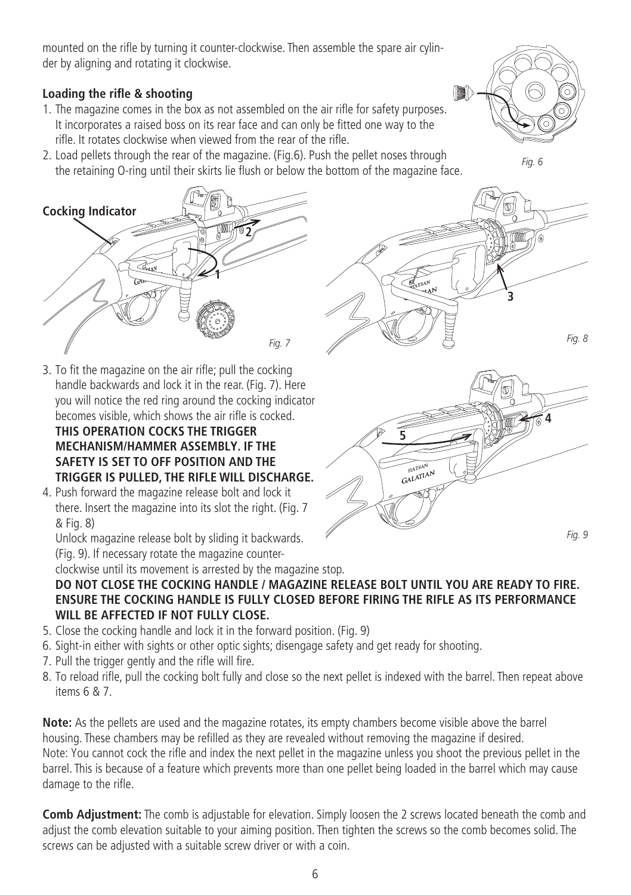mounted on the rifle by turning it counter-clockwise. Then assemble the spare air cylinder by aligning and rotating it clockwise.

**Loading the rifle & shooting**

1. The magazine comes in the box as not assembled on the air rifle for safety purposes. It incorporates a raised boss on its rear face and can only be fitted one way to the rifle. It rotates clockwise when viewed from the rear of the rifle.
2. Load pellets through the rear of the magazine. (Fig.6). Push the pellet noses through the retaining O-ring until their skirts lie flush or below the bottom of the magazine face.

*Fig. 6*

Cocking Indicator

*Fig. 7*

*Fig. 8*

3. To fit the magazine on the air rifle; pull the cocking handle backwards and lock it in the rear. (Fig. 7). Here you will notice the red ring around the cocking indicator becomes visible, which shows the air rifle is cocked. **THIS OPERATION COCKS THE TRIGGER MECHANISM/HAMMER ASSEMBLY. IF THE SAFETY IS SET TO OFF POSITION AND THE TRIGGER IS PULLED, THE RIFLE WILL DISCHARGE.**
4. Push forward the magazine release bolt and lock it there. Insert the magazine into its slot the right. (Fig. 7 & Fig. 8)
   Unlock magazine release bolt by sliding it backwards. (Fig. 9). If necessary rotate the magazine counter-clockwise until its movement is arrested by the magazine stop.
   **DO NOT CLOSE THE COCKING HANDLE / MAGAZINE RELEASE BOLT UNTIL YOU ARE READY TO FIRE. ENSURE THE COCKING HANDLE IS FULLY CLOSED BEFORE FIRING THE RIFLE AS ITS PERFORMANCE WILL BE AFFECTED IF NOT FULLY CLOSE.**
5. Close the cocking handle and lock it in the forward position. (Fig. 9)
6. Sight-in either with sights or other optic sights; disengage safety and get ready for shooting.
7. Pull the trigger gently and the rifle will fire.
8. To reload rifle, pull the cocking bolt fully and close so the next pellet is indexed with the barrel. Then repeat above items 6 & 7.

*Fig. 9*

**Note:** As the pellets are used and the magazine rotates, its empty chambers become visible above the barrel housing. These chambers may be refilled as they are revealed without removing the magazine if desired.
Note: You cannot cock the rifle and index the next pellet in the magazine unless you shoot the previous pellet in the barrel. This is because of a feature which prevents more than one pellet being loaded in the barrel which may cause damage to the rifle.

**Comb Adjustment:** The comb is adjustable for elevation. Simply loosen the 2 screws located beneath the comb and adjust the comb elevation suitable to your aiming position. Then tighten the screws so the comb becomes solid. The screws can be adjusted with a suitable screw driver or with a coin.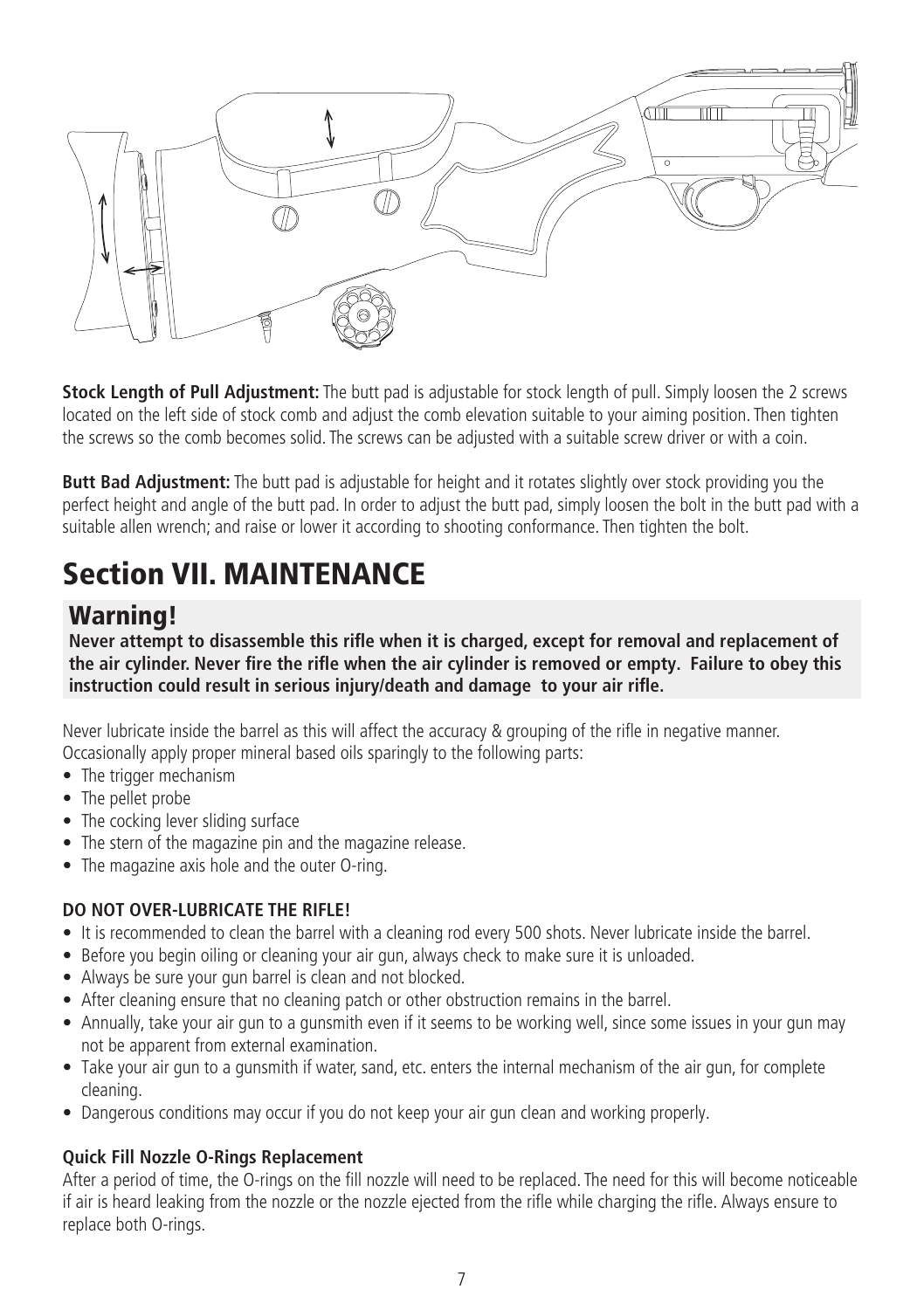**Stock Length of Pull Adjustment:** The butt pad is adjustable for stock length of pull. Simply loosen the 2 screws located on the left side of stock comb and adjust the comb elevation suitable to your aiming position. Then tighten the screws so the comb becomes solid. The screws can be adjusted with a suitable screw driver or with a coin.

**Butt Bad Adjustment:** The butt pad is adjustable for height and it rotates slightly over stock providing you the perfect height and angle of the butt pad. In order to adjust the butt pad, simply loosen the bolt in the butt pad with a suitable allen wrench; and raise or lower it according to shooting conformance. Then tighten the bolt.

# Section VII. MAINTENANCE

## Warning!

**Never attempt to disassemble this rifle when it is charged, except for removal and replacement of the air cylinder. Never fire the rifle when the air cylinder is removed or empty. Failure to obey this instruction could result in serious injury/death and damage to your air rifle.**

Never lubricate inside the barrel as this will affect the accuracy & grouping of the rifle in negative manner. Occasionally apply proper mineral based oils sparingly to the following parts:

- The trigger mechanism
- The pellet probe
- The cocking lever sliding surface
- The stern of the magazine pin and the magazine release.
- The magazine axis hole and the outer O-ring.

**DO NOT OVER-LUBRICATE THE RIFLE!**

- It is recommended to clean the barrel with a cleaning rod every 500 shots. Never lubricate inside the barrel.
- Before you begin oiling or cleaning your air gun, always check to make sure it is unloaded.
- Always be sure your gun barrel is clean and not blocked.
- After cleaning ensure that no cleaning patch or other obstruction remains in the barrel.
- Annually, take your air gun to a gunsmith even if it seems to be working well, since some issues in your gun may not be apparent from external examination.
- Take your air gun to a gunsmith if water, sand, etc. enters the internal mechanism of the air gun, for complete cleaning.
- Dangerous conditions may occur if you do not keep your air gun clean and working properly.

**Quick Fill Nozzle O-Rings Replacement**

After a period of time, the O-rings on the fill nozzle will need to be replaced. The need for this will become noticeable if air is heard leaking from the nozzle or the nozzle ejected from the rifle while charging the rifle. Always ensure to replace both O-rings.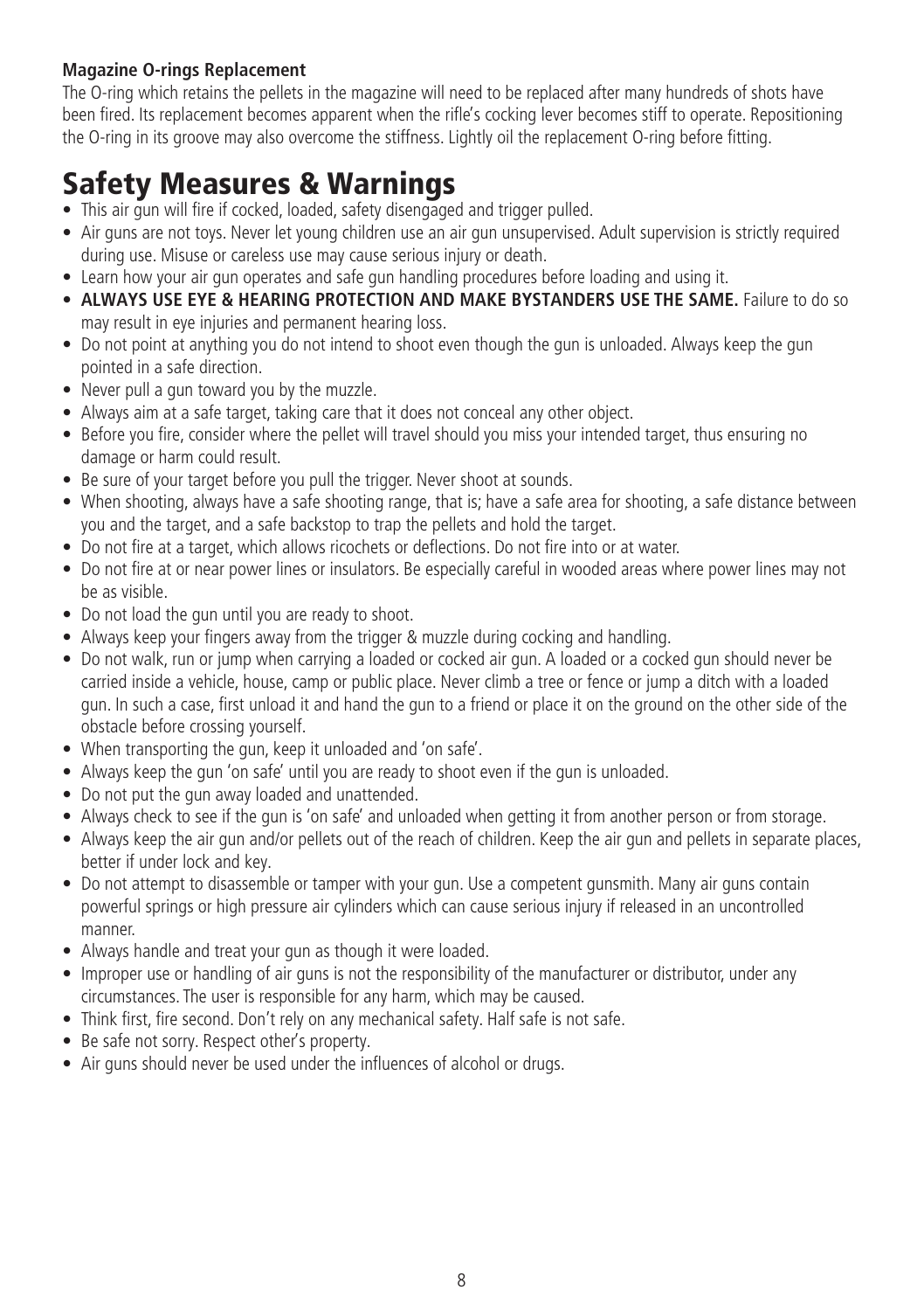**Magazine O-rings Replacement**

The O-ring which retains the pellets in the magazine will need to be replaced after many hundreds of shots have been fired. Its replacement becomes apparent when the rifle's cocking lever becomes stiff to operate. Repositioning the O-ring in its groove may also overcome the stiffness. Lightly oil the replacement O-ring before fitting.

# Safety Measures & Warnings

- This air gun will fire if cocked, loaded, safety disengaged and trigger pulled.
- Air guns are not toys. Never let young children use an air gun unsupervised. Adult supervision is strictly required during use. Misuse or careless use may cause serious injury or death.
- Learn how your air gun operates and safe gun handling procedures before loading and using it.
- **ALWAYS USE EYE & HEARING PROTECTION AND MAKE BYSTANDERS USE THE SAME.** Failure to do so may result in eye injuries and permanent hearing loss.
- Do not point at anything you do not intend to shoot even though the gun is unloaded. Always keep the gun pointed in a safe direction.
- Never pull a gun toward you by the muzzle.
- Always aim at a safe target, taking care that it does not conceal any other object.
- Before you fire, consider where the pellet will travel should you miss your intended target, thus ensuring no damage or harm could result.
- Be sure of your target before you pull the trigger. Never shoot at sounds.
- When shooting, always have a safe shooting range, that is; have a safe area for shooting, a safe distance between you and the target, and a safe backstop to trap the pellets and hold the target.
- Do not fire at a target, which allows ricochets or deflections. Do not fire into or at water.
- Do not fire at or near power lines or insulators. Be especially careful in wooded areas where power lines may not be as visible.
- Do not load the gun until you are ready to shoot.
- Always keep your fingers away from the trigger & muzzle during cocking and handling.
- Do not walk, run or jump when carrying a loaded or cocked air gun. A loaded or a cocked gun should never be carried inside a vehicle, house, camp or public place. Never climb a tree or fence or jump a ditch with a loaded gun. In such a case, first unload it and hand the gun to a friend or place it on the ground on the other side of the obstacle before crossing yourself.
- When transporting the gun, keep it unloaded and 'on safe'.
- Always keep the gun 'on safe' until you are ready to shoot even if the gun is unloaded.
- Do not put the gun away loaded and unattended.
- Always check to see if the gun is 'on safe' and unloaded when getting it from another person or from storage.
- Always keep the air gun and/or pellets out of the reach of children. Keep the air gun and pellets in separate places, better if under lock and key.
- Do not attempt to disassemble or tamper with your gun. Use a competent gunsmith. Many air guns contain powerful springs or high pressure air cylinders which can cause serious injury if released in an uncontrolled manner.
- Always handle and treat your gun as though it were loaded.
- Improper use or handling of air guns is not the responsibility of the manufacturer or distributor, under any circumstances. The user is responsible for any harm, which may be caused.
- Think first, fire second. Don't rely on any mechanical safety. Half safe is not safe.
- Be safe not sorry. Respect other's property.
- Air guns should never be used under the influences of alcohol or drugs.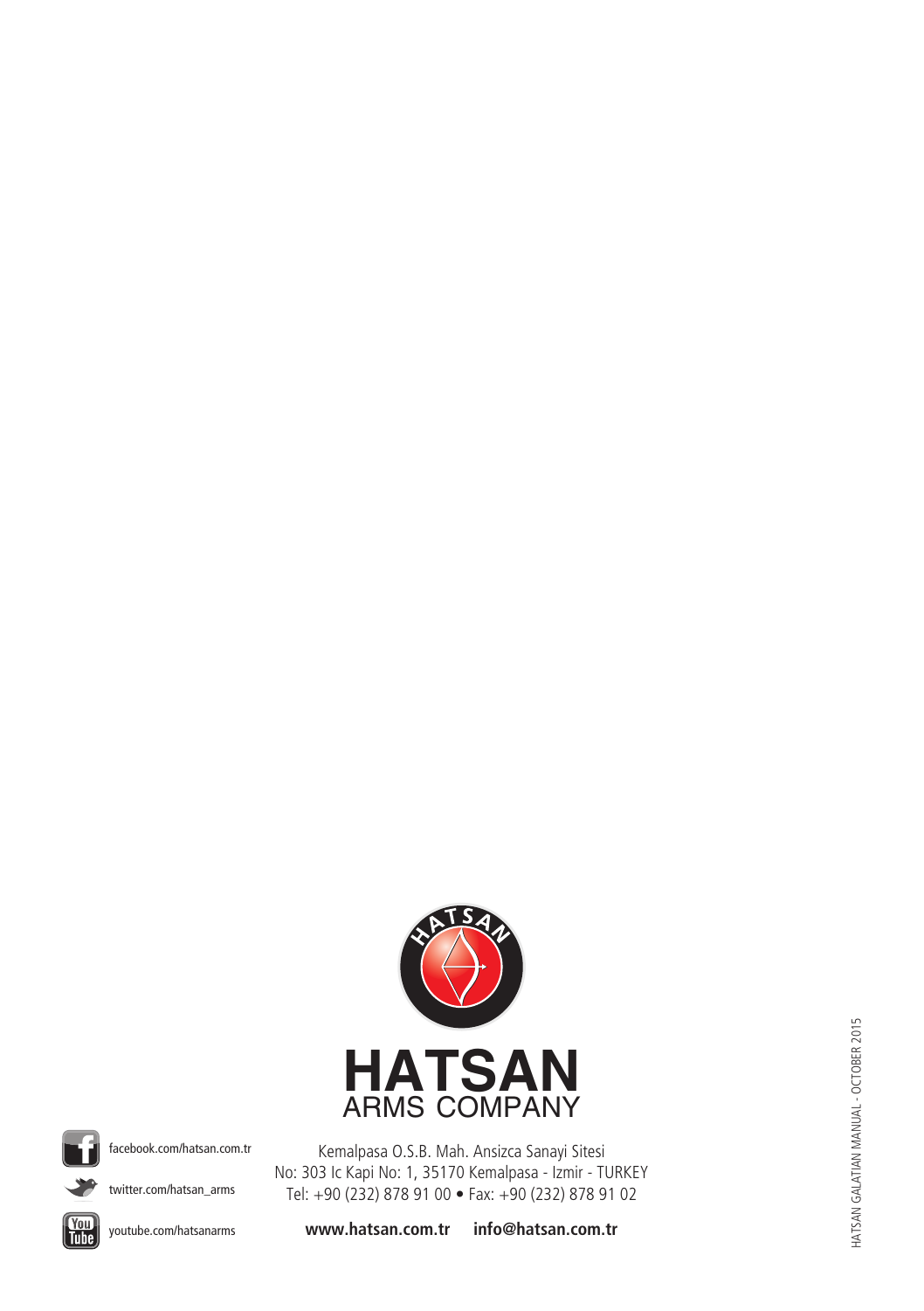HATSAN

ARMS COMPANY

facebook.com/hatsan.com.tr

twitter.com/hatsan_arms

youtube.com/hatsanarms

Kemalpasa O.S.B. Mah. Ansizca Sanayi Sitesi
No: 303 Ic Kapi No: 1, 35170 Kemalpasa - Izmir - TURKEY
Tel: +90 (232) 878 91 00 • Fax: +90 (232) 878 91 02

**www.hatsan.com.tr** **info@hatsan.com.tr**

HATSAN GALATIAN MANUAL - OCTOBER 2015